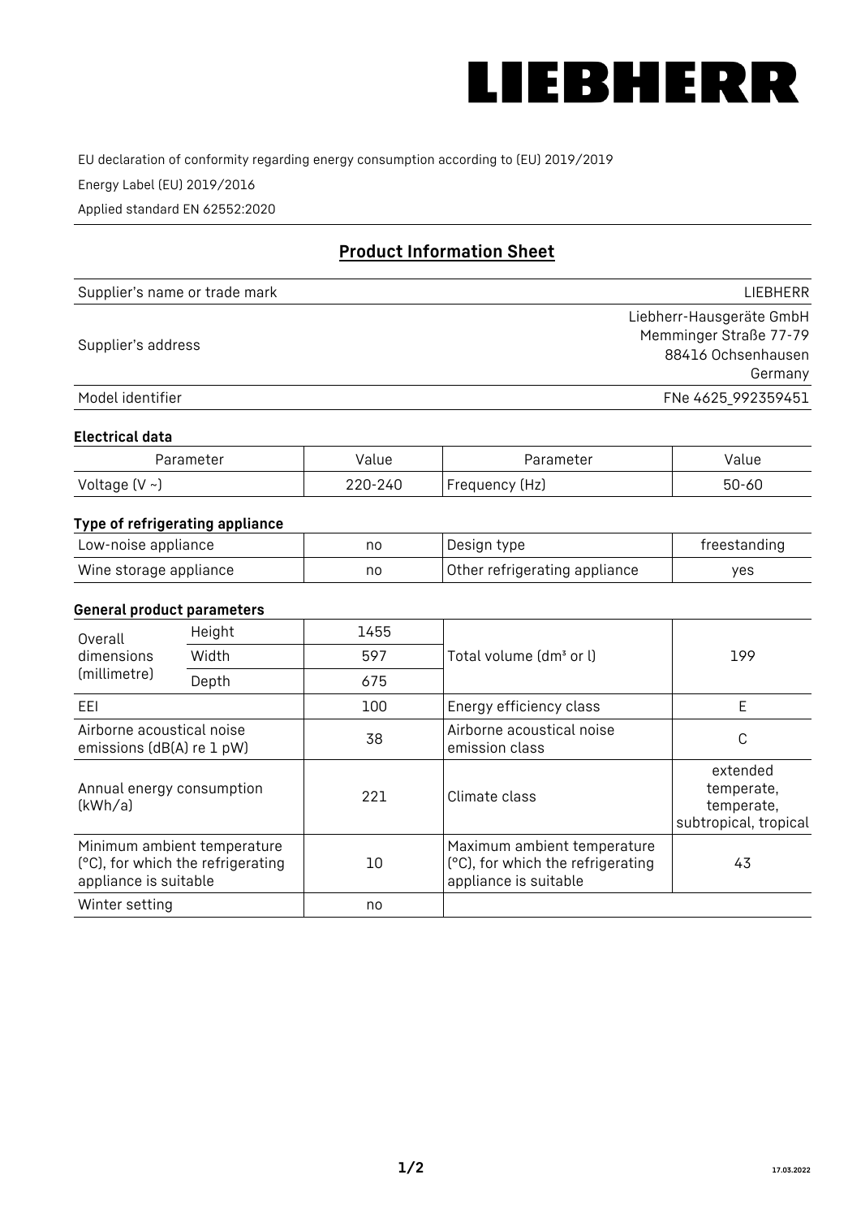LIEBHERR

EU declaration of conformity regarding energy consumption according to (EU) 2019/2019

Energy Label (EU) 2019/2016

Applied standard EN 62552:2020

## Product Information Sheet

| Supplier's name or trade mark | LIEBHERR |
|---|---|
| Supplier's address | Liebherr-Hausgeräte GmbH<br>Memminger Straße 77-79<br>88416 Ochsenhausen<br>Germany |
| Model identifier | FNe 4625_992359451 |

### Electrical data

| Parameter | Value | Parameter | Value |
|---|---|---|---|
| Voltage (V ~) | 220-240 | Frequency (Hz) | 50-60 |

### Type of refrigerating appliance

| Low-noise appliance | no | Design type | freestanding |
|---|---|---|---|
| Wine storage appliance | no | Other refrigerating appliance | yes |

### General product parameters

| Overall dimensions (millimetre) | Height | 1455 | Total volume (dm³ or l) | 199 |
|---|---|---|---|---|
| | Width | 597 | | |
| | Depth | 675 | | |
| EEI | | 100 | Energy efficiency class | E |
| Airborne acoustical noise emissions (dB(A) re 1 pW) | | 38 | Airborne acoustical noise emission class | C |
| Annual energy consumption (kWh/a) | | 221 | Climate class | extended temperate, temperate, subtropical, tropical |
| Minimum ambient temperature (°C), for which the refrigerating appliance is suitable | | 10 | Maximum ambient temperature (°C), for which the refrigerating appliance is suitable | 43 |
| Winter setting | | no | | |

17.03.2022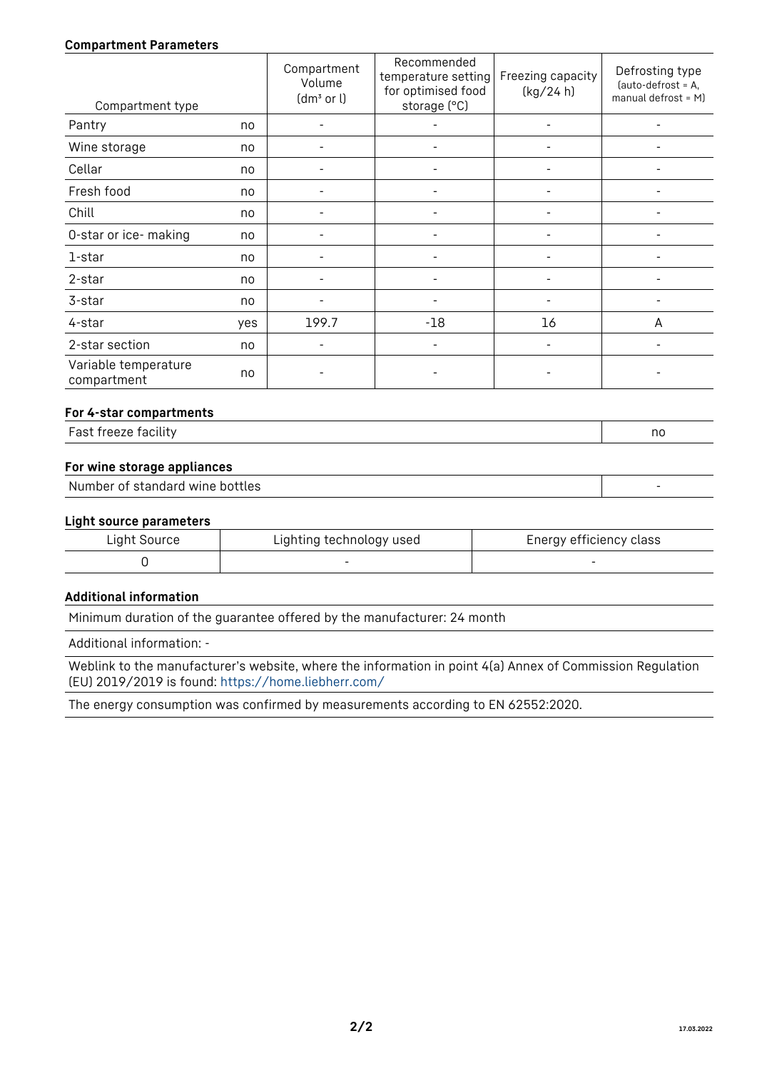**Compartment Parameters**

| Compartment type | | Compartment Volume (dm³ or l) | Recommended temperature setting for optimised food storage (°C) | Freezing capacity (kg/24 h) | Defrosting type (auto-defrost = A, manual defrost = M) |
|---|---|---|---|---|---|
| Pantry | no | - | - | - | - |
| Wine storage | no | - | - | - | - |
| Cellar | no | - | - | - | - |
| Fresh food | no | - | - | - | - |
| Chill | no | - | - | - | - |
| 0-star or ice- making | no | - | - | - | - |
| 1-star | no | - | - | - | - |
| 2-star | no | - | - | - | - |
| 3-star | no | - | - | - | - |
| 4-star | yes | 199.7 | -18 | 16 | A |
| 2-star section | no | - | - | - | - |
| Variable temperature compartment | no | - | - | - | - |

**For 4-star compartments**

| | |
|---|---|
| Fast freeze facility | no |

**For wine storage appliances**

| | |
|---|---|
| Number of standard wine bottles | - |

**Light source parameters**

| Light Source | Lighting technology used | Energy efficiency class |
|---|---|---|
| 0 | - | - |

**Additional information**

Minimum duration of the guarantee offered by the manufacturer: 24 month

Additional information: -

Weblink to the manufacturer's website, where the information in point 4(a) Annex of Commission Regulation (EU) 2019/2019 is found: https://home.liebherr.com/

The energy consumption was confirmed by measurements according to EN 62552:2020.

17.03.2022